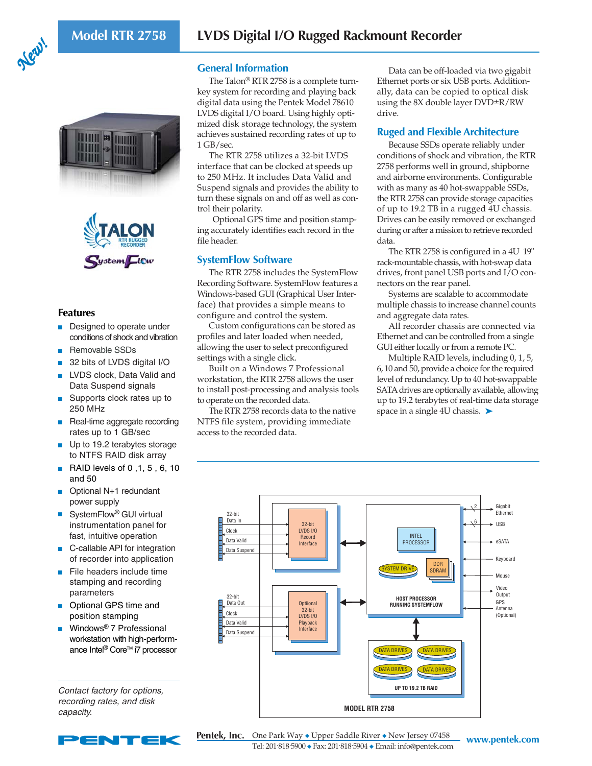# Model RTR 2758

## LVDS Digital I/O Rugged Rackmount Recorder

New!

### Features

- Designed to operate under conditions of shock and vibration
- Removable SSDs
- 32 bits of LVDS digital I/O
- LVDS clock, Data Valid and Data Suspend signals
- Supports clock rates up to 250 MHz
- Real-time aggregate recording rates up to 1 GB/sec
- Up to 19.2 terabytes storage to NTFS RAID disk array
- RAID levels of 0 ,1, 5 , 6, 10 and 50
- Optional N+1 redundant power supply
- SystemFlow® GUI virtual instrumentation panel for fast, intuitive operation
- C-callable API for integration of recorder into application
- File headers include time stamping and recording parameters
- Optional GPS time and position stamping
- Windows® 7 Professional workstation with high-performance Intel® Core™ i7 processor

*Contact factory for options, recording rates, and disk capacity.*

### General Information

The Talon® RTR 2758 is a complete turnkey system for recording and playing back digital data using the Pentek Model 78610 LVDS digital I/O board. Using highly optimized disk storage technology, the system achieves sustained recording rates of up to 1 GB/sec.

The RTR 2758 utilizes a 32-bit LVDS interface that can be clocked at speeds up to 250 MHz. It includes Data Valid and Suspend signals and provides the ability to turn these signals on and off as well as control their polarity.

Optional GPS time and position stamping accurately identifies each record in the file header.

### SystemFlow Software

The RTR 2758 includes the SystemFlow Recording Software. SystemFlow features a Windows-based GUI (Graphical User Interface) that provides a simple means to configure and control the system.

Custom configurations can be stored as profiles and later loaded when needed, allowing the user to select preconfigured settings with a single click.

Built on a Windows 7 Professional workstation, the RTR 2758 allows the user to install post-processing and analysis tools to operate on the recorded data.

The RTR 2758 records data to the native NTFS file system, providing immediate access to the recorded data.

Data can be off-loaded via two gigabit Ethernet ports or six USB ports. Additionally, data can be copied to optical disk using the 8X double layer DVD±R/RW drive.

### Ruged and Flexible Architecture

Because SSDs operate reliably under conditions of shock and vibration, the RTR 2758 performs well in ground, shipborne and airborne environments. Configurable with as many as 40 hot-swappable SSDs, the RTR 2758 can provide storage capacities of up to 19.2 TB in a rugged 4U chassis. Drives can be easily removed or exchanged during or after a mission to retrieve recorded data.

The RTR 2758 is configured in a 4U 19" rack-mountable chassis, with hot-swap data drives, front panel USB ports and I/O connectors on the rear panel.

Systems are scalable to accommodate multiple chassis to increase channel counts and aggregate data rates.

All recorder chassis are connected via Ethernet and can be controlled from a single GUI either locally or from a remote PC.

Multiple RAID levels, including 0, 1, 5, 6, 10 and 50, provide a choice for the required level of redundancy. Up to 40 hot-swappable SATA drives are optionally available, allowing up to 19.2 terabytes of real-time data storage space in a single 4U chassis. ➤

**Pentek, Inc.** One Park Way ◆ Upper Saddle River ◆ New Jersey 07458
Tel: 201·818·5900 ◆ Fax: 201·818·5904 ◆ Email: info@pentek.com
www.pentek.com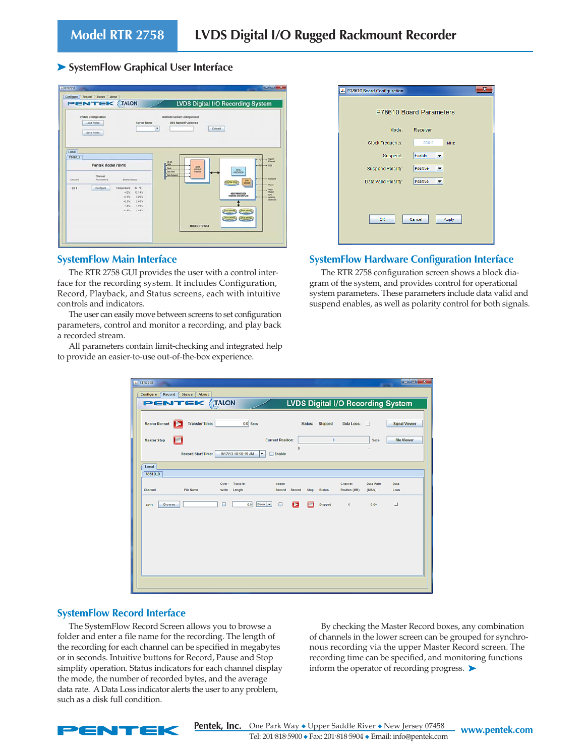## SystemFlow Graphical User Interface

### SystemFlow Main Interface

The RTR 2758 GUI provides the user with a control interface for the recording system. It includes Configuration, Record, Playback, and Status screens, each with intuitive controls and indicators.

The user can easily move between screens to set configuration parameters, control and monitor a recording, and play back a recorded stream.

All parameters contain limit-checking and integrated help to provide an easier-to-use out-of-the-box experience.

### SystemFlow Hardware Configuration Interface

The RTR 2758 configuration screen shows a block diagram of the system, and provides control for operational system parameters. These parameters include data valid and suspend enables, as well as polarity control for both signals.

### SystemFlow Record Interface

The SystemFlow Record Screen allows you to browse a folder and enter a file name for the recording. The length of the recording for each channel can be specified in megabytes or in seconds. Intuitive buttons for Record, Pause and Stop simplify operation. Status indicators for each channel display the mode, the number of recorded bytes, and the average data rate. A Data Loss indicator alerts the user to any problem, such as a disk full condition.

By checking the Master Record boxes, any combination of channels in the lower screen can be grouped for synchronous recording via the upper Master Record screen. The recording time can be specified, and monitoring functions inform the operator of recording progress.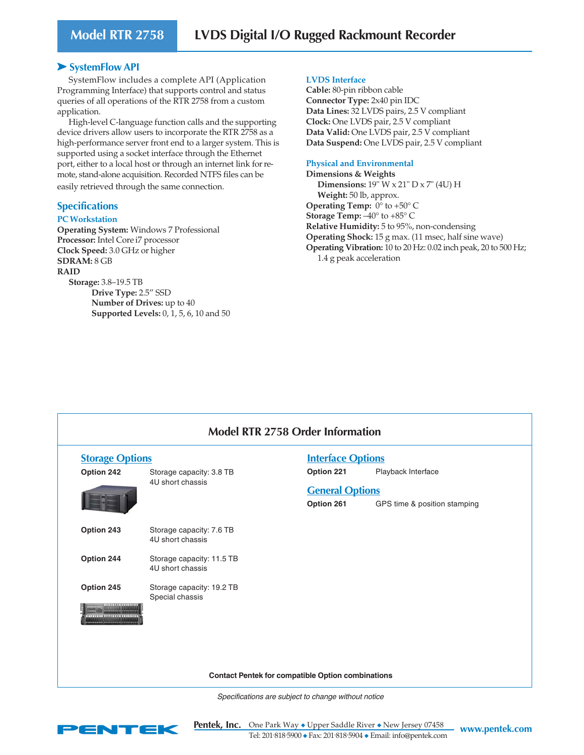## ➤ SystemFlow API

SystemFlow includes a complete API (Application Programming Interface) that supports control and status queries of all operations of the RTR 2758 from a custom application.

High-level C-language function calls and the supporting device drivers allow users to incorporate the RTR 2758 as a high-performance server front end to a larger system. This is supported using a socket interface through the Ethernet port, either to a local host or through an internet link for remote, stand-alone acquisition. Recorded NTFS files can be easily retrieved through the same connection.

## Specifications

### PC Workstation

**Operating System:** Windows 7 Professional
**Processor:** Intel Core i7 processor
**Clock Speed:** 3.0 GHz or higher
**SDRAM:** 8 GB
**RAID**
**Storage:** 3.8–19.5 TB
**Drive Type:** 2.5" SSD
**Number of Drives:** up to 40
**Supported Levels:** 0, 1, 5, 6, 10 and 50

### LVDS Interface

**Cable:** 80-pin ribbon cable
**Connector Type:** 2x40 pin IDC
**Data Lines:** 32 LVDS pairs, 2.5 V compliant
**Clock:** One LVDS pair, 2.5 V compliant
**Data Valid:** One LVDS pair, 2.5 V compliant
**Data Suspend:** One LVDS pair, 2.5 V compliant

### Physical and Environmental

**Dimensions & Weights**
**Dimensions:** 19" W x 21" D x 7" (4U) H
**Weight:** 50 lb, approx.
**Operating Temp:** 0° to +50° C
**Storage Temp:** –40° to +85° C
**Relative Humidity:** 5 to 95%, non-condensing
**Operating Shock:** 15 g max. (11 msec, half sine wave)
**Operating Vibration:** 10 to 20 Hz: 0.02 inch peak, 20 to 500 Hz; 1.4 g peak acceleration

## Model RTR 2758 Order Information

### Storage Options

**Option 242** Storage capacity: 3.8 TB
4U short chassis

**Option 243** Storage capacity: 7.6 TB
4U short chassis

**Option 244** Storage capacity: 11.5 TB
4U short chassis

**Option 245** Storage capacity: 19.2 TB
Special chassis

### Interface Options

**Option 221** Playback Interface

### General Options

**Option 261** GPS time & position stamping

**Contact Pentek for compatible Option combinations**

*Specifications are subject to change without notice*

**Pentek, Inc.** One Park Way ◆ Upper Saddle River ◆ New Jersey 07458
Tel: 201·818·5900 ◆ Fax: 201·818·5904 ◆ Email: info@pentek.com
www.pentek.com